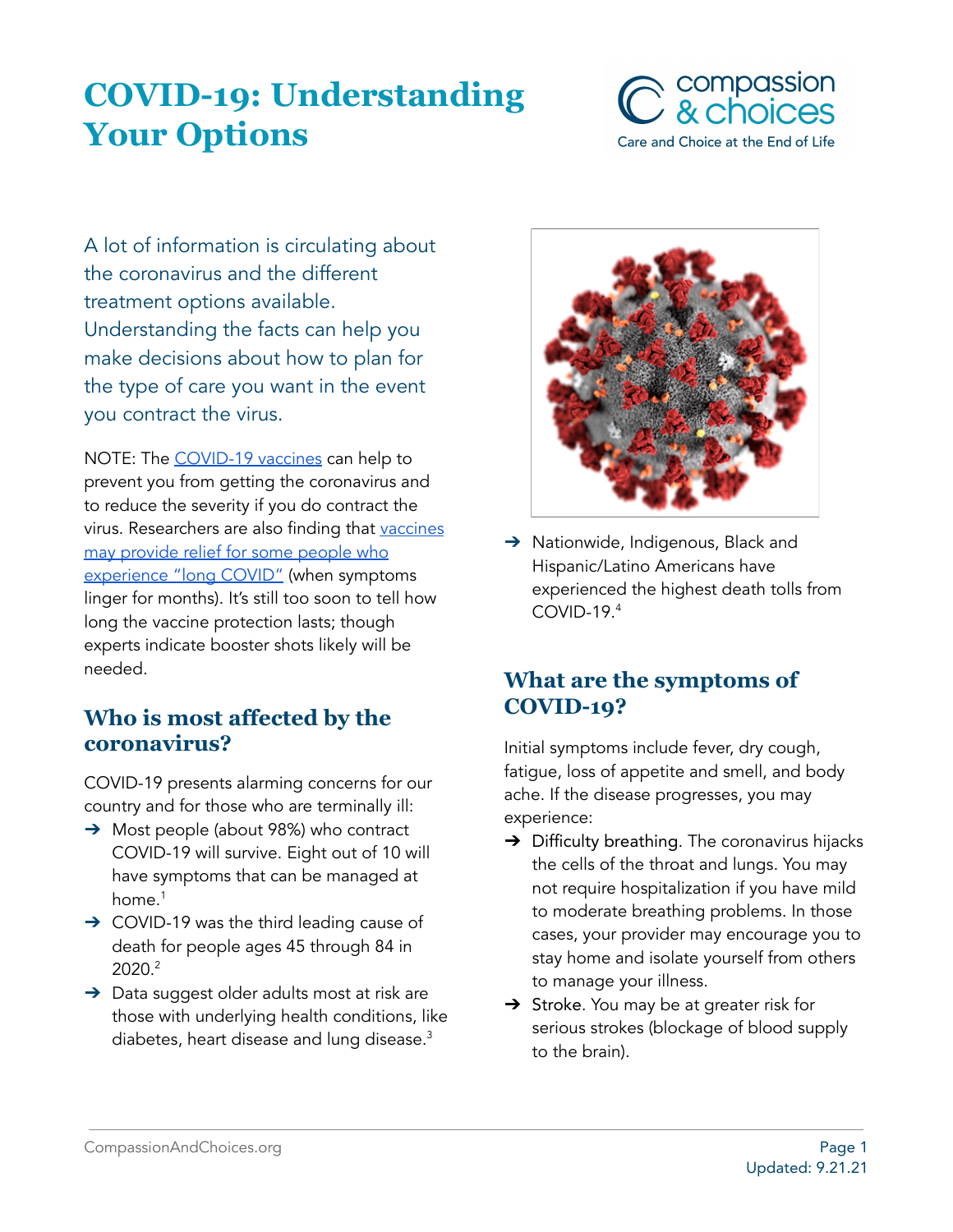# COVID-19: Understanding Your Options

compassion & choices
Care and Choice at the End of Life

A lot of information is circulating about the coronavirus and the different treatment options available. Understanding the facts can help you make decisions about how to plan for the type of care you want in the event you contract the virus.

NOTE: The COVID-19 vaccines can help to prevent you from getting the coronavirus and to reduce the severity if you do contract the virus. Researchers are also finding that vaccines may provide relief for some people who experience "long COVID" (when symptoms linger for months). It's still too soon to tell how long the vaccine protection lasts; though experts indicate booster shots likely will be needed.

## Who is most affected by the coronavirus?

COVID-19 presents alarming concerns for our country and for those who are terminally ill:

- Most people (about 98%) who contract COVID-19 will survive. Eight out of 10 will have symptoms that can be managed at home.[1]
- COVID-19 was the third leading cause of death for people ages 45 through 84 in 2020.[2]
- Data suggest older adults most at risk are those with underlying health conditions, like diabetes, heart disease and lung disease.[3]
- Nationwide, Indigenous, Black and Hispanic/Latino Americans have experienced the highest death tolls from COVID-19.[4]

## What are the symptoms of COVID-19?

Initial symptoms include fever, dry cough, fatigue, loss of appetite and smell, and body ache. If the disease progresses, you may experience:

- Difficulty breathing. The coronavirus hijacks the cells of the throat and lungs. You may not require hospitalization if you have mild to moderate breathing problems. In those cases, your provider may encourage you to stay home and isolate yourself from others to manage your illness.
- Stroke. You may be at greater risk for serious strokes (blockage of blood supply to the brain).

Updated: 9.21.21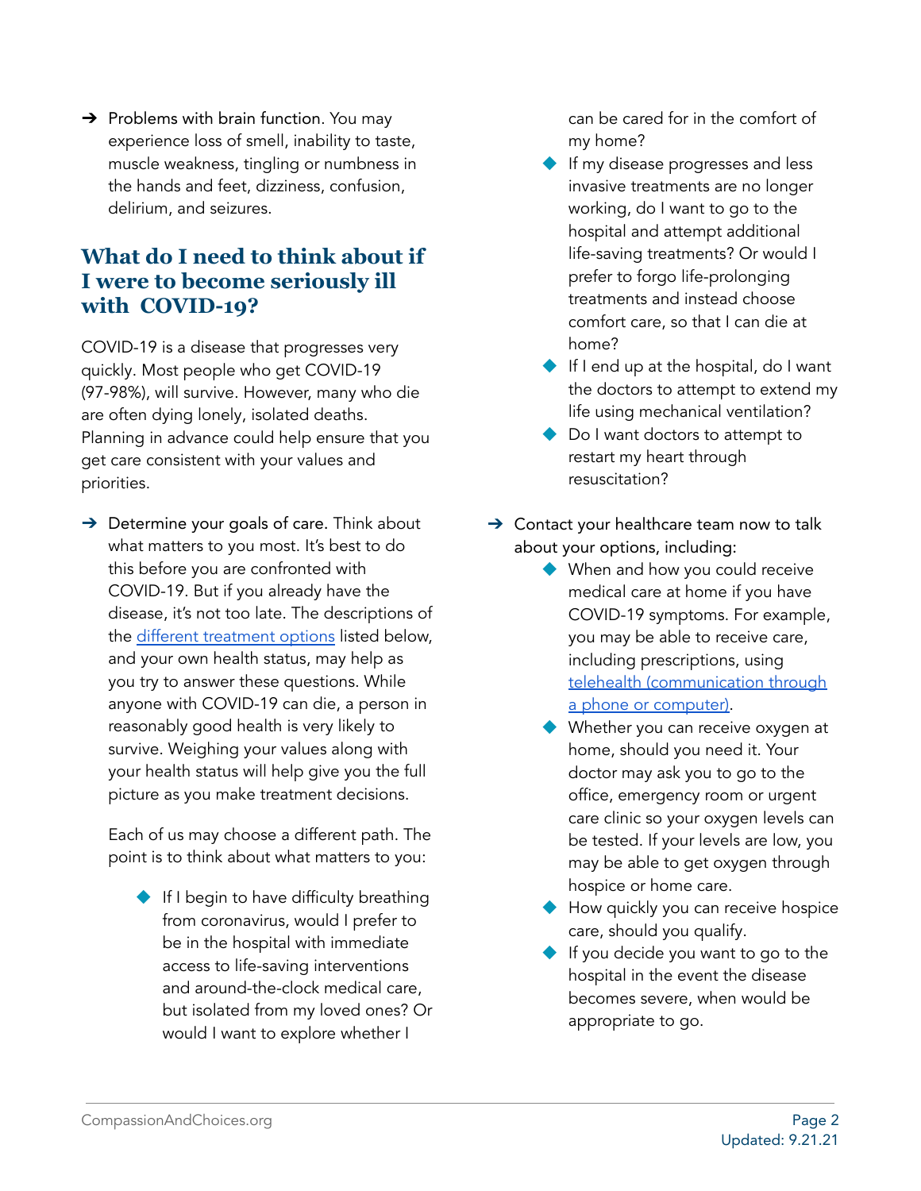- Problems with brain function. You may experience loss of smell, inability to taste, muscle weakness, tingling or numbness in the hands and feet, dizziness, confusion, delirium, and seizures.

## What do I need to think about if I were to become seriously ill with COVID-19?

COVID-19 is a disease that progresses very quickly. Most people who get COVID-19 (97-98%), will survive. However, many who die are often dying lonely, isolated deaths. Planning in advance could help ensure that you get care consistent with your values and priorities.

- Determine your goals of care. Think about what matters to you most. It's best to do this before you are confronted with COVID-19. But if you already have the disease, it's not too late. The descriptions of the [different treatment options] listed below, and your own health status, may help as you try to answer these questions. While anyone with COVID-19 can die, a person in reasonably good health is very likely to survive. Weighing your values along with your health status will help give you the full picture as you make treatment decisions.

  Each of us may choose a different path. The point is to think about what matters to you:

  - If I begin to have difficulty breathing from coronavirus, would I prefer to be in the hospital with immediate access to life-saving interventions and around-the-clock medical care, but isolated from my loved ones? Or would I want to explore whether I can be cared for in the comfort of my home?
  - If my disease progresses and less invasive treatments are no longer working, do I want to go to the hospital and attempt additional life-saving treatments? Or would I prefer to forgo life-prolonging treatments and instead choose comfort care, so that I can die at home?
  - If I end up at the hospital, do I want the doctors to attempt to extend my life using mechanical ventilation?
  - Do I want doctors to attempt to restart my heart through resuscitation?

- Contact your healthcare team now to talk about your options, including:
  - When and how you could receive medical care at home if you have COVID-19 symptoms. For example, you may be able to receive care, including prescriptions, using [telehealth (communication through a phone or computer)].
  - Whether you can receive oxygen at home, should you need it. Your doctor may ask you to go to the office, emergency room or urgent care clinic so your oxygen levels can be tested. If your levels are low, you may be able to get oxygen through hospice or home care.
  - How quickly you can receive hospice care, should you qualify.
  - If you decide you want to go to the hospital in the event the disease becomes severe, when would be appropriate to go.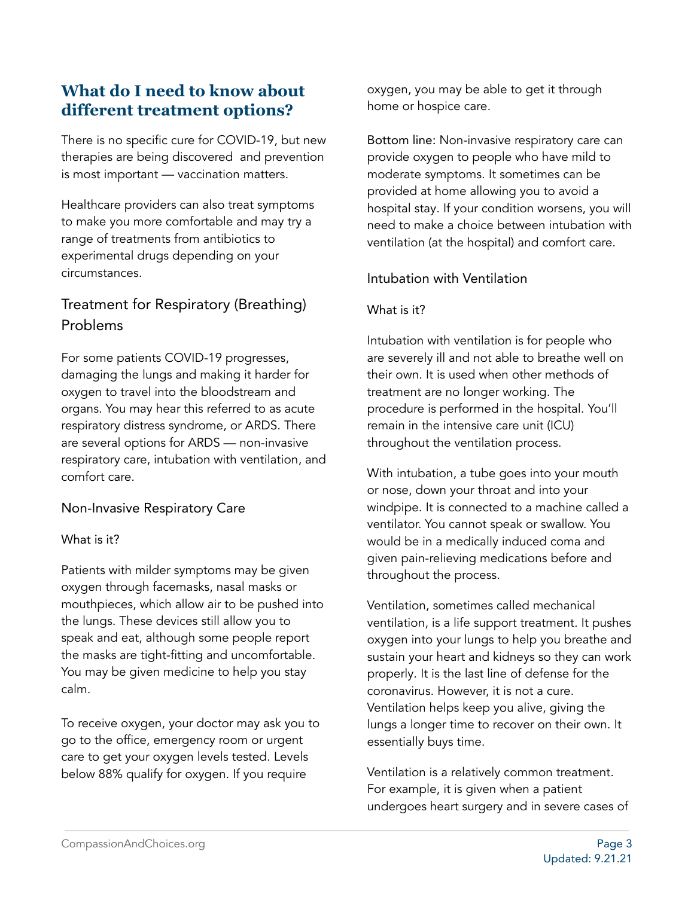## What do I need to know about different treatment options?

There is no specific cure for COVID-19, but new therapies are being discovered  and prevention is most important — vaccination matters.

Healthcare providers can also treat symptoms to make you more comfortable and may try a range of treatments from antibiotics to experimental drugs depending on your circumstances.

### Treatment for Respiratory (Breathing) Problems

For some patients COVID-19 progresses, damaging the lungs and making it harder for oxygen to travel into the bloodstream and organs. You may hear this referred to as acute respiratory distress syndrome, or ARDS. There are several options for ARDS — non-invasive respiratory care, intubation with ventilation, and comfort care.

#### Non-Invasive Respiratory Care

What is it?

Patients with milder symptoms may be given oxygen through facemasks, nasal masks or mouthpieces, which allow air to be pushed into the lungs. These devices still allow you to speak and eat, although some people report the masks are tight-fitting and uncomfortable. You may be given medicine to help you stay calm.

To receive oxygen, your doctor may ask you to go to the office, emergency room or urgent care to get your oxygen levels tested. Levels below 88% qualify for oxygen. If you require oxygen, you may be able to get it through home or hospice care.

Bottom line: Non-invasive respiratory care can provide oxygen to people who have mild to moderate symptoms. It sometimes can be provided at home allowing you to avoid a hospital stay. If your condition worsens, you will need to make a choice between intubation with ventilation (at the hospital) and comfort care.

#### Intubation with Ventilation

What is it?

Intubation with ventilation is for people who are severely ill and not able to breathe well on their own. It is used when other methods of treatment are no longer working. The procedure is performed in the hospital. You'll remain in the intensive care unit (ICU) throughout the ventilation process.

With intubation, a tube goes into your mouth or nose, down your throat and into your windpipe. It is connected to a machine called a ventilator. You cannot speak or swallow. You would be in a medically induced coma and given pain-relieving medications before and throughout the process.

Ventilation, sometimes called mechanical ventilation, is a life support treatment. It pushes oxygen into your lungs to help you breathe and sustain your heart and kidneys so they can work properly. It is the last line of defense for the coronavirus. However, it is not a cure. Ventilation helps keep you alive, giving the lungs a longer time to recover on their own. It essentially buys time.

Ventilation is a relatively common treatment. For example, it is given when a patient undergoes heart surgery and in severe cases of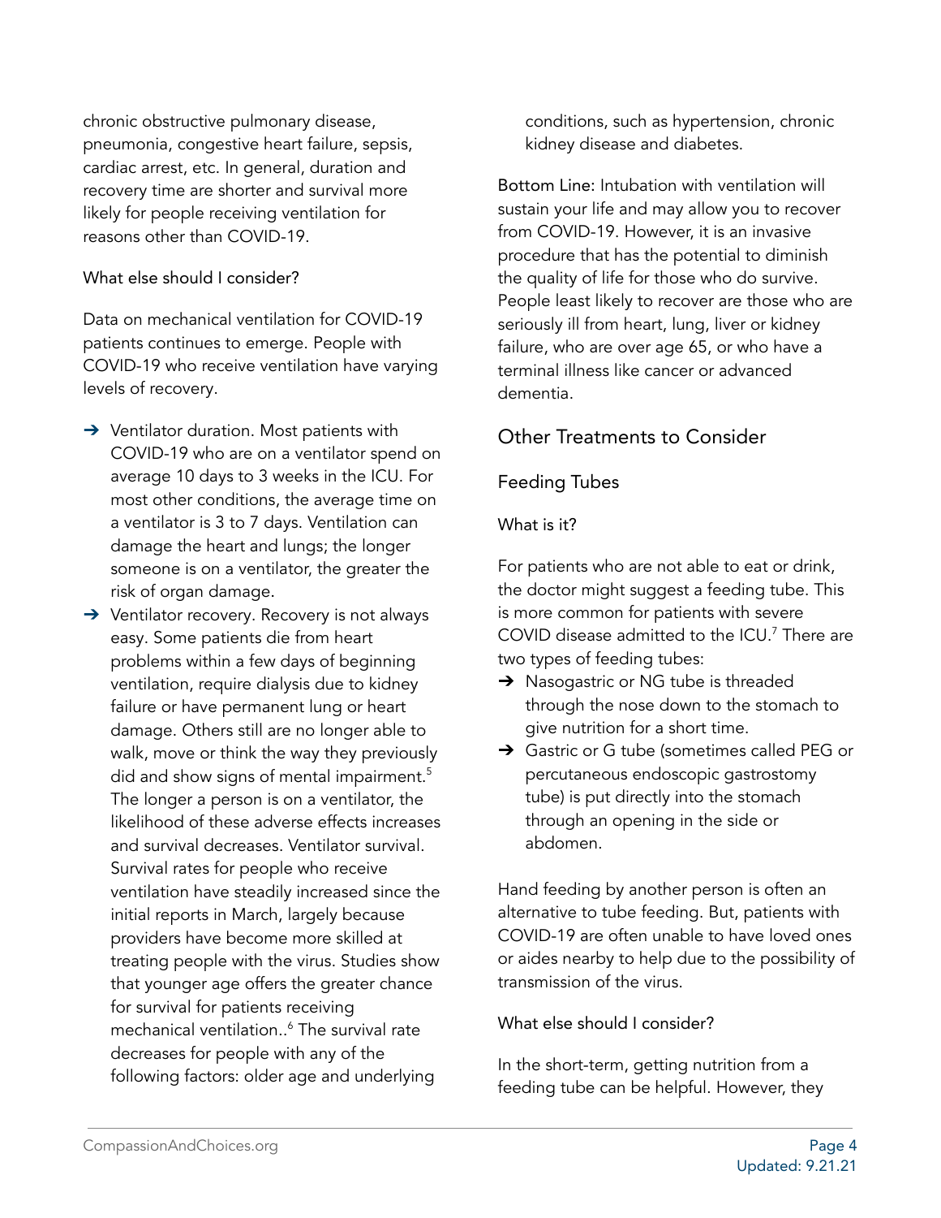chronic obstructive pulmonary disease, pneumonia, congestive heart failure, sepsis, cardiac arrest, etc. In general, duration and recovery time are shorter and survival more likely for people receiving ventilation for reasons other than COVID-19.

### What else should I consider?

Data on mechanical ventilation for COVID-19 patients continues to emerge. People with COVID-19 who receive ventilation have varying levels of recovery.

- Ventilator duration. Most patients with COVID-19 who are on a ventilator spend on average 10 days to 3 weeks in the ICU. For most other conditions, the average time on a ventilator is 3 to 7 days. Ventilation can damage the heart and lungs; the longer someone is on a ventilator, the greater the risk of organ damage.
- Ventilator recovery. Recovery is not always easy. Some patients die from heart problems within a few days of beginning ventilation, require dialysis due to kidney failure or have permanent lung or heart damage. Others still are no longer able to walk, move or think the way they previously did and show signs of mental impairment.[5] The longer a person is on a ventilator, the likelihood of these adverse effects increases and survival decreases. Ventilator survival. Survival rates for people who receive ventilation have steadily increased since the initial reports in March, largely because providers have become more skilled at treating people with the virus. Studies show that younger age offers the greater chance for survival for patients receiving mechanical ventilation..[6] The survival rate decreases for people with any of the following factors: older age and underlying conditions, such as hypertension, chronic kidney disease and diabetes.

Bottom Line: Intubation with ventilation will sustain your life and may allow you to recover from COVID-19. However, it is an invasive procedure that has the potential to diminish the quality of life for those who do survive. People least likely to recover are those who are seriously ill from heart, lung, liver or kidney failure, who are over age 65, or who have a terminal illness like cancer or advanced dementia.

## Other Treatments to Consider

### Feeding Tubes

### What is it?

For patients who are not able to eat or drink, the doctor might suggest a feeding tube. This is more common for patients with severe COVID disease admitted to the ICU.[7] There are two types of feeding tubes:

- Nasogastric or NG tube is threaded through the nose down to the stomach to give nutrition for a short time.
- Gastric or G tube (sometimes called PEG or percutaneous endoscopic gastrostomy tube) is put directly into the stomach through an opening in the side or abdomen.

Hand feeding by another person is often an alternative to tube feeding. But, patients with COVID-19 are often unable to have loved ones or aides nearby to help due to the possibility of transmission of the virus.

### What else should I consider?

In the short-term, getting nutrition from a feeding tube can be helpful. However, they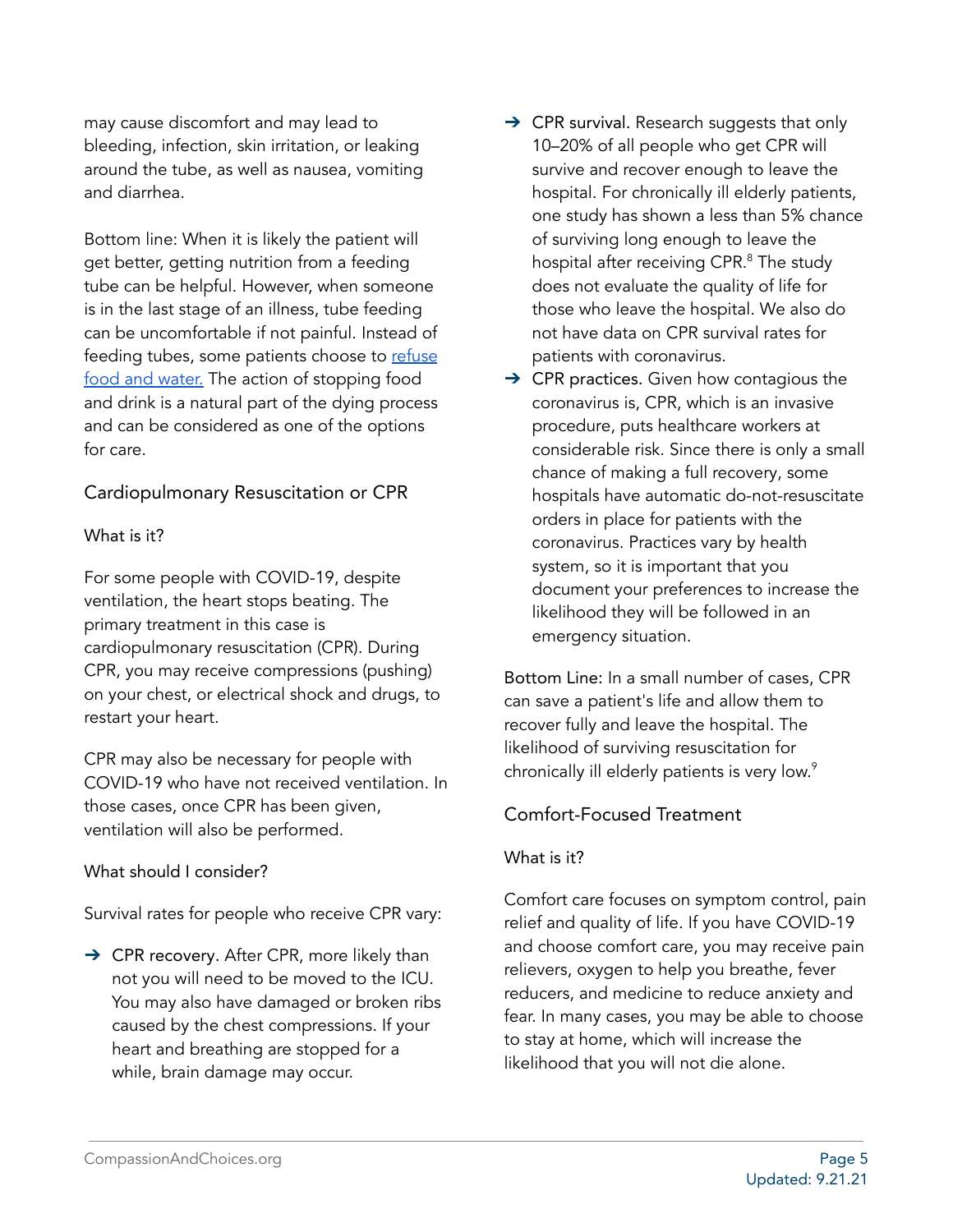may cause discomfort and may lead to bleeding, infection, skin irritation, or leaking around the tube, as well as nausea, vomiting and diarrhea.

Bottom line: When it is likely the patient will get better, getting nutrition from a feeding tube can be helpful. However, when someone is in the last stage of an illness, tube feeding can be uncomfortable if not painful. Instead of feeding tubes, some patients choose to refuse food and water. The action of stopping food and drink is a natural part of the dying process and can be considered as one of the options for care.

## Cardiopulmonary Resuscitation or CPR

### What is it?

For some people with COVID-19, despite ventilation, the heart stops beating. The primary treatment in this case is cardiopulmonary resuscitation (CPR). During CPR, you may receive compressions (pushing) on your chest, or electrical shock and drugs, to restart your heart.

CPR may also be necessary for people with COVID-19 who have not received ventilation. In those cases, once CPR has been given, ventilation will also be performed.

### What should I consider?

Survival rates for people who receive CPR vary:

- CPR recovery. After CPR, more likely than not you will need to be moved to the ICU. You may also have damaged or broken ribs caused by the chest compressions. If your heart and breathing are stopped for a while, brain damage may occur.
- CPR survival. Research suggests that only 10–20% of all people who get CPR will survive and recover enough to leave the hospital. For chronically ill elderly patients, one study has shown a less than 5% chance of surviving long enough to leave the hospital after receiving CPR.[8] The study does not evaluate the quality of life for those who leave the hospital. We also do not have data on CPR survival rates for patients with coronavirus.
- CPR practices. Given how contagious the coronavirus is, CPR, which is an invasive procedure, puts healthcare workers at considerable risk. Since there is only a small chance of making a full recovery, some hospitals have automatic do-not-resuscitate orders in place for patients with the coronavirus. Practices vary by health system, so it is important that you document your preferences to increase the likelihood they will be followed in an emergency situation.

Bottom Line: In a small number of cases, CPR can save a patient's life and allow them to recover fully and leave the hospital. The likelihood of surviving resuscitation for chronically ill elderly patients is very low.[9]

## Comfort-Focused Treatment

### What is it?

Comfort care focuses on symptom control, pain relief and quality of life. If you have COVID-19 and choose comfort care, you may receive pain relievers, oxygen to help you breathe, fever reducers, and medicine to reduce anxiety and fear. In many cases, you may be able to choose to stay at home, which will increase the likelihood that you will not die alone.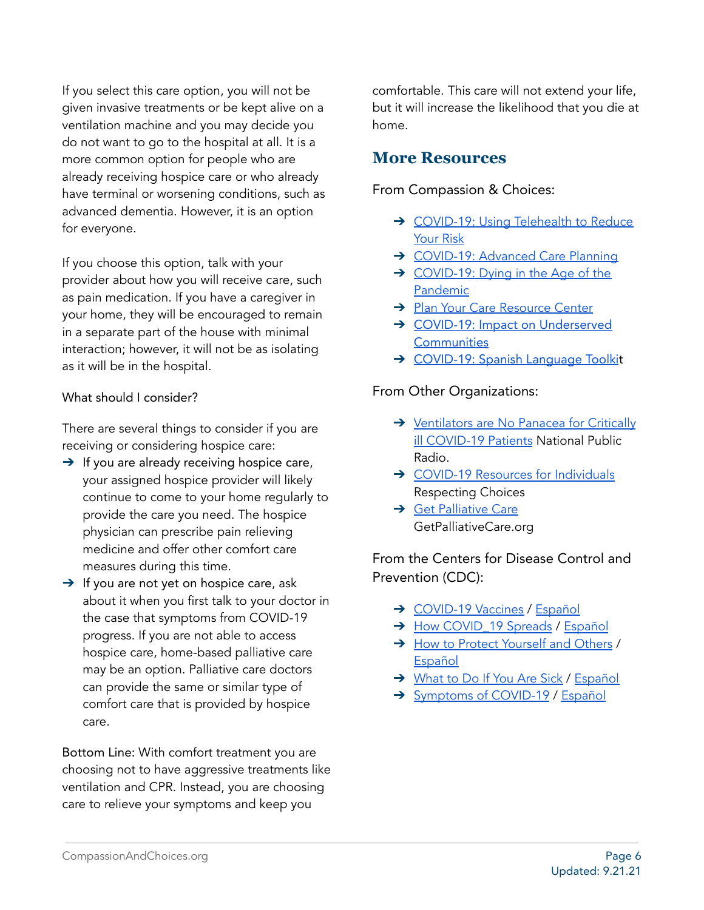If you select this care option, you will not be given invasive treatments or be kept alive on a ventilation machine and you may decide you do not want to go to the hospital at all. It is a more common option for people who are already receiving hospice care or who already have terminal or worsening conditions, such as advanced dementia. However, it is an option for everyone.

If you choose this option, talk with your provider about how you will receive care, such as pain medication. If you have a caregiver in your home, they will be encouraged to remain in a separate part of the house with minimal interaction; however, it will not be as isolating as it will be in the hospital.

What should I consider?

There are several things to consider if you are receiving or considering hospice care:

- If you are already receiving hospice care, your assigned hospice provider will likely continue to come to your home regularly to provide the care you need. The hospice physician can prescribe pain relieving medicine and offer other comfort care measures during this time.
- If you are not yet on hospice care, ask about it when you first talk to your doctor in the case that symptoms from COVID-19 progress. If you are not able to access hospice care, home-based palliative care may be an option. Palliative care doctors can provide the same or similar type of comfort care that is provided by hospice care.

Bottom Line: With comfort treatment you are choosing not to have aggressive treatments like ventilation and CPR. Instead, you are choosing care to relieve your symptoms and keep you comfortable. This care will not extend your life, but it will increase the likelihood that you die at home.

## More Resources

From Compassion & Choices:

- COVID-19: Using Telehealth to Reduce Your Risk
- COVID-19: Advanced Care Planning
- COVID-19: Dying in the Age of the Pandemic
- Plan Your Care Resource Center
- COVID-19: Impact on Underserved Communities
- COVID-19: Spanish Language Toolkit

From Other Organizations:

- Ventilators are No Panacea for Critically ill COVID-19 Patients National Public Radio.
- COVID-19 Resources for Individuals Respecting Choices
- Get Palliative Care GetPalliativeCare.org

From the Centers for Disease Control and Prevention (CDC):

- COVID-19 Vaccines / Español
- How COVID_19 Spreads / Español
- How to Protect Yourself and Others / Español
- What to Do If You Are Sick / Español
- Symptoms of COVID-19 / Español

Updated: 9.21.21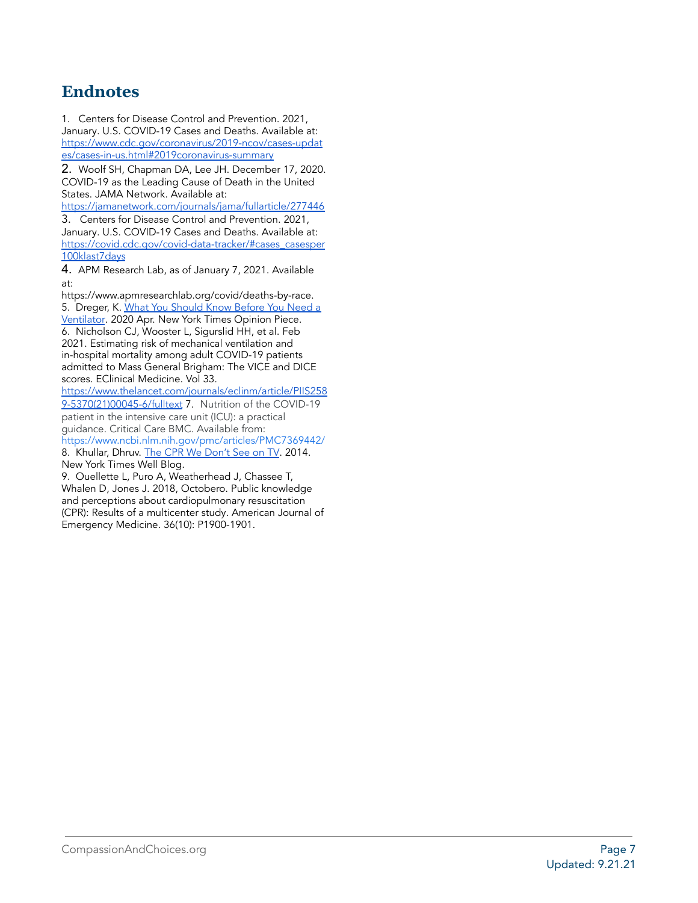## Endnotes

1. Centers for Disease Control and Prevention. 2021, January. U.S. COVID-19 Cases and Deaths. Available at: [https://www.cdc.gov/coronavirus/2019-ncov/cases-updates/cases-in-us.html#2019coronavirus-summary](https://www.cdc.gov/coronavirus/2019-ncov/cases-updates/cases-in-us.html#2019coronavirus-summary)
2. Woolf SH, Chapman DA, Lee JH. December 17, 2020. COVID-19 as the Leading Cause of Death in the United States. JAMA Network. Available at: [https://jamanetwork.com/journals/jama/fullarticle/277446](https://jamanetwork.com/journals/jama/fullarticle/277446)
3. Centers for Disease Control and Prevention. 2021, January. U.S. COVID-19 Cases and Deaths. Available at: [https://covid.cdc.gov/covid-data-tracker/#cases_casesper100klast7days](https://covid.cdc.gov/covid-data-tracker/#cases_casesper100klast7days)
4. APM Research Lab, as of January 7, 2021. Available at: https://www.apmresearchlab.org/covid/deaths-by-race.
5. Dreger, K. What You Should Know Before You Need a Ventilator. 2020 Apr. New York Times Opinion Piece.
6. Nicholson CJ, Wooster L, Sigurslid HH, et al. Feb 2021. Estimating risk of mechanical ventilation and in-hospital mortality among adult COVID-19 patients admitted to Mass General Brigham: The VICE and DICE scores. EClinical Medicine. Vol 33. [https://www.thelancet.com/journals/eclinm/article/PIIS2589-5370(21)00045-6/fulltext](https://www.thelancet.com/journals/eclinm/article/PIIS2589-5370(21)00045-6/fulltext)
7. Nutrition of the COVID-19 patient in the intensive care unit (ICU): a practical guidance. Critical Care BMC. Available from: https://www.ncbi.nlm.nih.gov/pmc/articles/PMC7369442/
8. Khullar, Dhruv. The CPR We Don't See on TV. 2014. New York Times Well Blog.
9. Ouellette L, Puro A, Weatherhead J, Chassee T, Whalen D, Jones J. 2018, Octobero. Public knowledge and perceptions about cardiopulmonary resuscitation (CPR): Results of a multicenter study. American Journal of Emergency Medicine. 36(10): P1900-1901.

Updated: 9.21.21